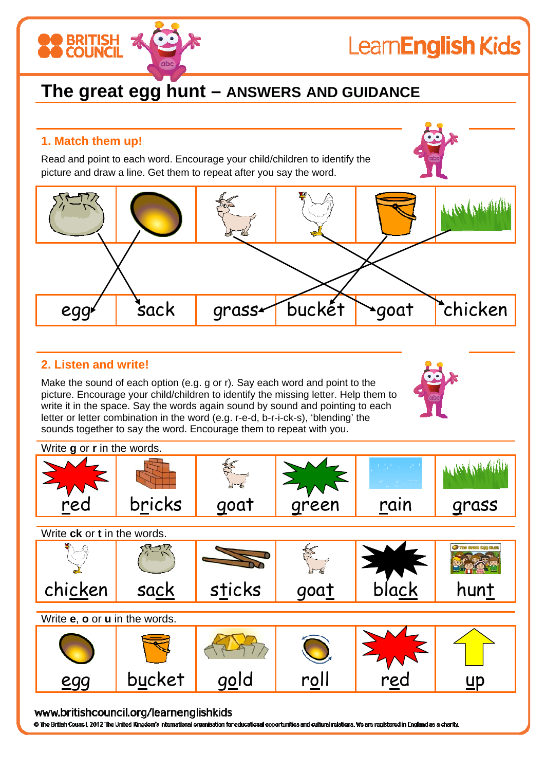# The great egg hunt – ANSWERS AND GUIDANCE

## 1. Match them up!

Read and point to each word. Encourage your child/children to identify the picture and draw a line. Get them to repeat after you say the word.

| egg | sack | grass | bucket | goat | chicken |
|---|---|---|---|---|---|

## 2. Listen and write!

Make the sound of each option (e.g. g or r). Say each word and point to the picture. Encourage your child/children to identify the missing letter. Help them to write it in the space. Say the words again sound by sound and pointing to each letter or letter combination in the word (e.g. r-e-d, b-r-i-ck-s), 'blending' the sounds together to say the word. Encourage them to repeat with you.

Write **g** or **r** in the words.

| red | bricks | goat | green | rain | grass |
|---|---|---|---|---|---|

Write **ck** or **t** in the words.

| chicken | sack | sticks | goat | black | hunt |
|---|---|---|---|---|---|

Write **e**, **o** or **u** in the words.

| egg | bucket | gold | roll | red | up |
|---|---|---|---|---|---|

www.britishcouncil.org/learnenglishkids

© The British Council, 2012 The United Kingdom's international organisation for educational opportunities and cultural relations. We are registered in England as a charity.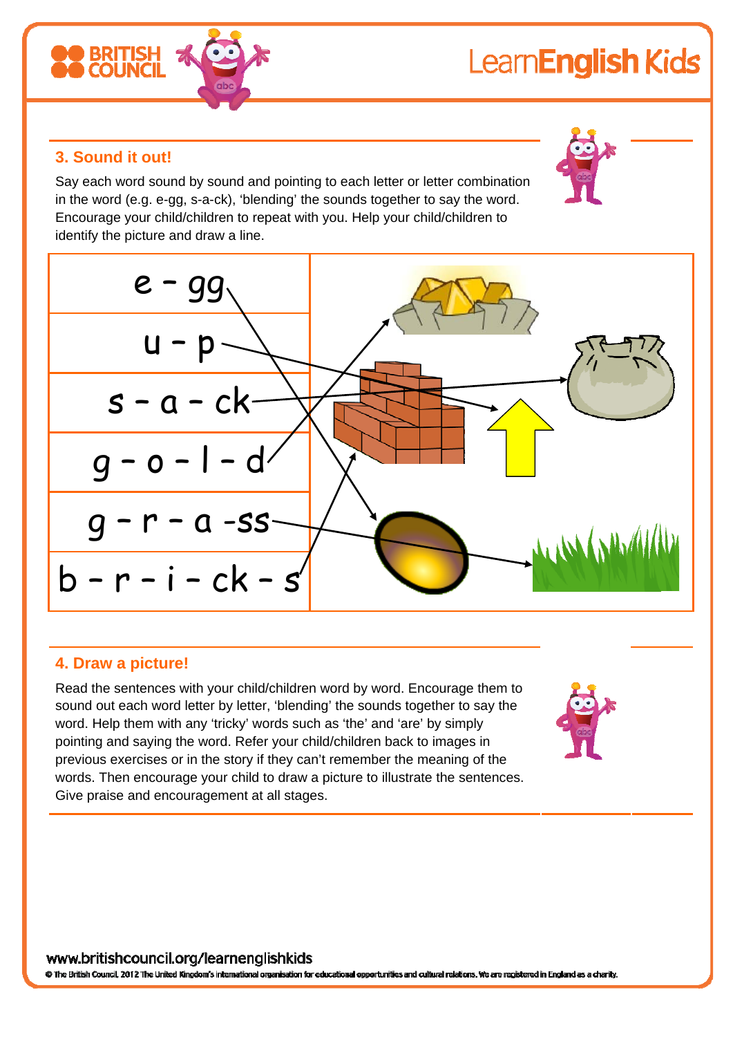## 3. Sound it out!

Say each word sound by sound and pointing to each letter or letter combination in the word (e.g. e-gg, s-a-ck), 'blending' the sounds together to say the word. Encourage your child/children to repeat with you. Help your child/children to identify the picture and draw a line.

e - gg

u - p

s - a - ck

g - o - l - d

g - r - a -ss

b - r - i - ck - s

## 4. Draw a picture!

Read the sentences with your child/children word by word. Encourage them to sound out each word letter by letter, 'blending' the sounds together to say the word. Help them with any 'tricky' words such as 'the' and 'are' by simply pointing and saying the word. Refer your child/children back to images in previous exercises or in the story if they can't remember the meaning of the words. Then encourage your child to draw a picture to illustrate the sentences. Give praise and encouragement at all stages.

www.britishcouncil.org/learnenglishkids

© The British Council, 2012 The United Kingdom's international organisation for educational opportunities and cultural relations. We are registered in England as a charity.